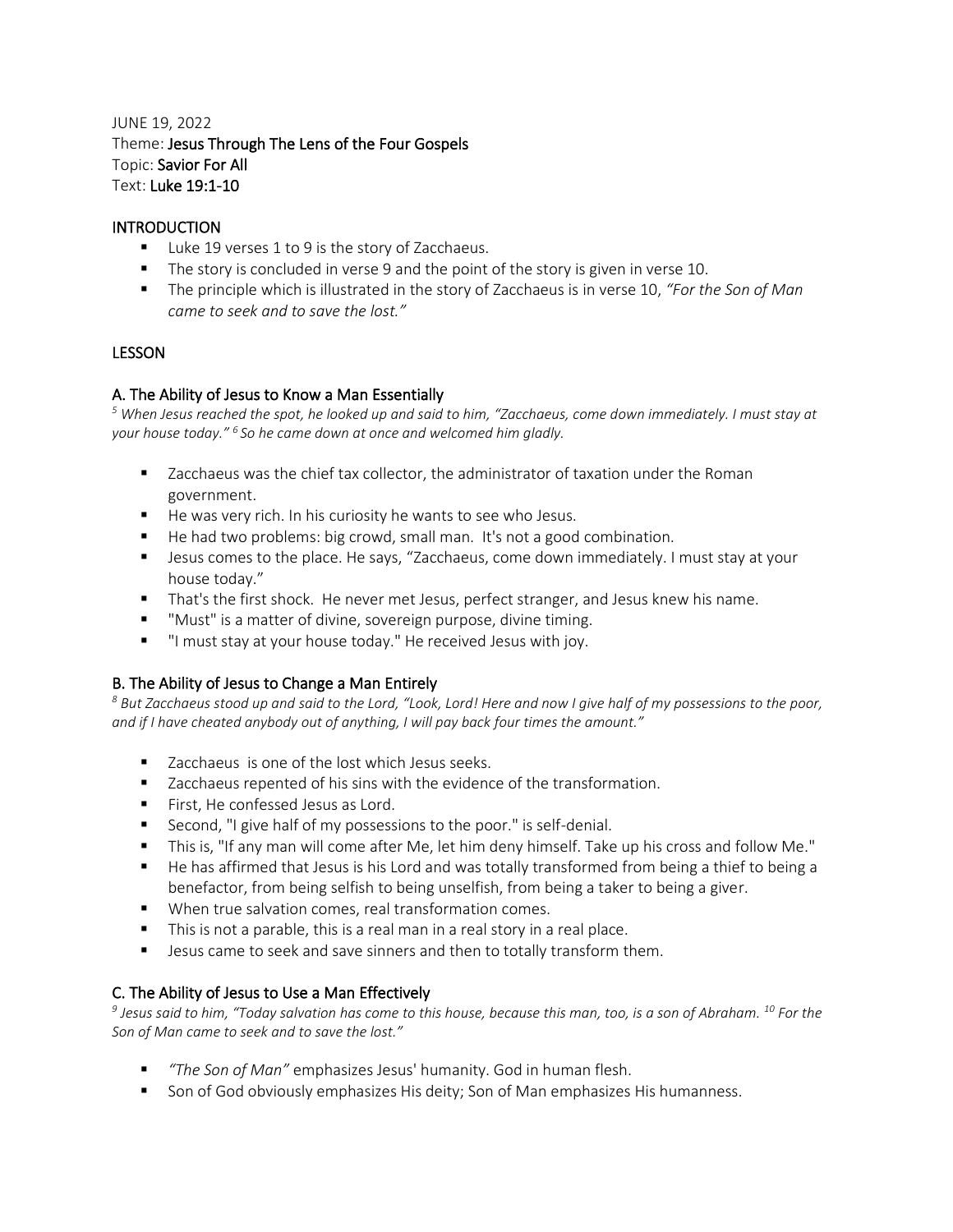JUNE 19, 2022
Theme: **Jesus Through The Lens of the Four Gospels**
Topic: **Savior For All**
Text: **Luke 19:1-10**

## INTRODUCTION

- Luke 19 verses 1 to 9 is the story of Zacchaeus.
- The story is concluded in verse 9 and the point of the story is given in verse 10.
- The principle which is illustrated in the story of Zacchaeus is in verse 10, *"For the Son of Man came to seek and to save the lost."*

## LESSON

### A. The Ability of Jesus to Know a Man Essentially

*[5] When Jesus reached the spot, he looked up and said to him, "Zacchaeus, come down immediately. I must stay at your house today." [6] So he came down at once and welcomed him gladly.*

- Zacchaeus was the chief tax collector, the administrator of taxation under the Roman government.
- He was very rich. In his curiosity he wants to see who Jesus.
- He had two problems: big crowd, small man. It's not a good combination.
- Jesus comes to the place. He says, "Zacchaeus, come down immediately. I must stay at your house today."
- That's the first shock. He never met Jesus, perfect stranger, and Jesus knew his name.
- "Must" is a matter of divine, sovereign purpose, divine timing.
- "I must stay at your house today." He received Jesus with joy.

### B. The Ability of Jesus to Change a Man Entirely

*[8] But Zacchaeus stood up and said to the Lord, "Look, Lord! Here and now I give half of my possessions to the poor, and if I have cheated anybody out of anything, I will pay back four times the amount."*

- Zacchaeus is one of the lost which Jesus seeks.
- Zacchaeus repented of his sins with the evidence of the transformation.
- First, He confessed Jesus as Lord.
- Second, "I give half of my possessions to the poor." is self-denial.
- This is, "If any man will come after Me, let him deny himself. Take up his cross and follow Me."
- He has affirmed that Jesus is his Lord and was totally transformed from being a thief to being a benefactor, from being selfish to being unselfish, from being a taker to being a giver.
- When true salvation comes, real transformation comes.
- This is not a parable, this is a real man in a real story in a real place.
- Jesus came to seek and save sinners and then to totally transform them.

### C. The Ability of Jesus to Use a Man Effectively

*[9] Jesus said to him, "Today salvation has come to this house, because this man, too, is a son of Abraham. [10] For the Son of Man came to seek and to save the lost."*

- *"The Son of Man"* emphasizes Jesus' humanity. God in human flesh.
- Son of God obviously emphasizes His deity; Son of Man emphasizes His humanness.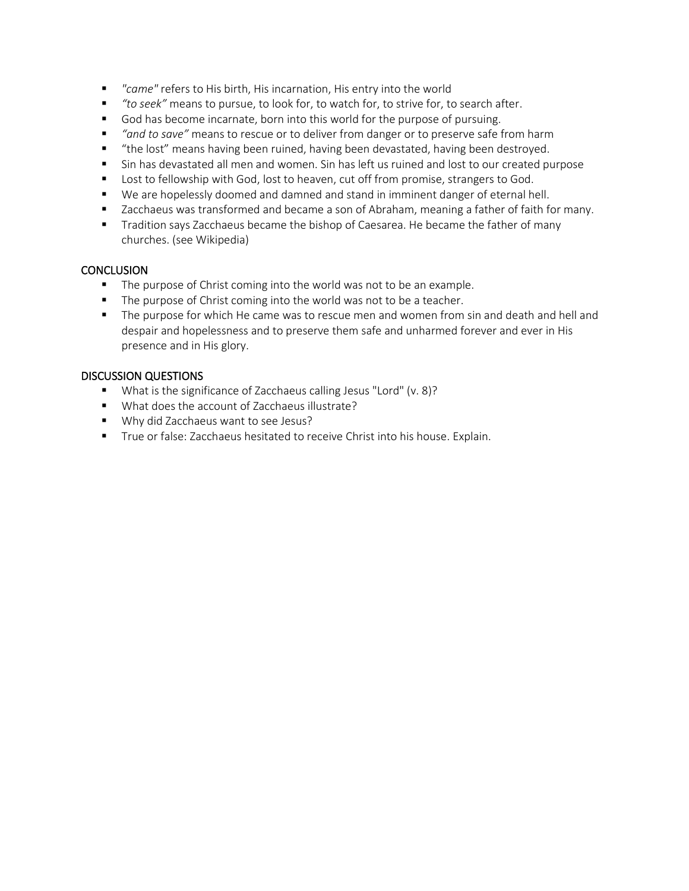- *"came"* refers to His birth, His incarnation, His entry into the world
- *"to seek"* means to pursue, to look for, to watch for, to strive for, to search after.
- God has become incarnate, born into this world for the purpose of pursuing.
- *"and to save"* means to rescue or to deliver from danger or to preserve safe from harm
- "the lost" means having been ruined, having been devastated, having been destroyed.
- Sin has devastated all men and women. Sin has left us ruined and lost to our created purpose
- Lost to fellowship with God, lost to heaven, cut off from promise, strangers to God.
- We are hopelessly doomed and damned and stand in imminent danger of eternal hell.
- Zacchaeus was transformed and became a son of Abraham, meaning a father of faith for many.
- Tradition says Zacchaeus became the bishop of Caesarea. He became the father of many churches. (see Wikipedia)

## CONCLUSION

- The purpose of Christ coming into the world was not to be an example.
- The purpose of Christ coming into the world was not to be a teacher.
- The purpose for which He came was to rescue men and women from sin and death and hell and despair and hopelessness and to preserve them safe and unharmed forever and ever in His presence and in His glory.

## DISCUSSION QUESTIONS

- What is the significance of Zacchaeus calling Jesus "Lord" (v. 8)?
- What does the account of Zacchaeus illustrate?
- Why did Zacchaeus want to see Jesus?
- True or false: Zacchaeus hesitated to receive Christ into his house. Explain.